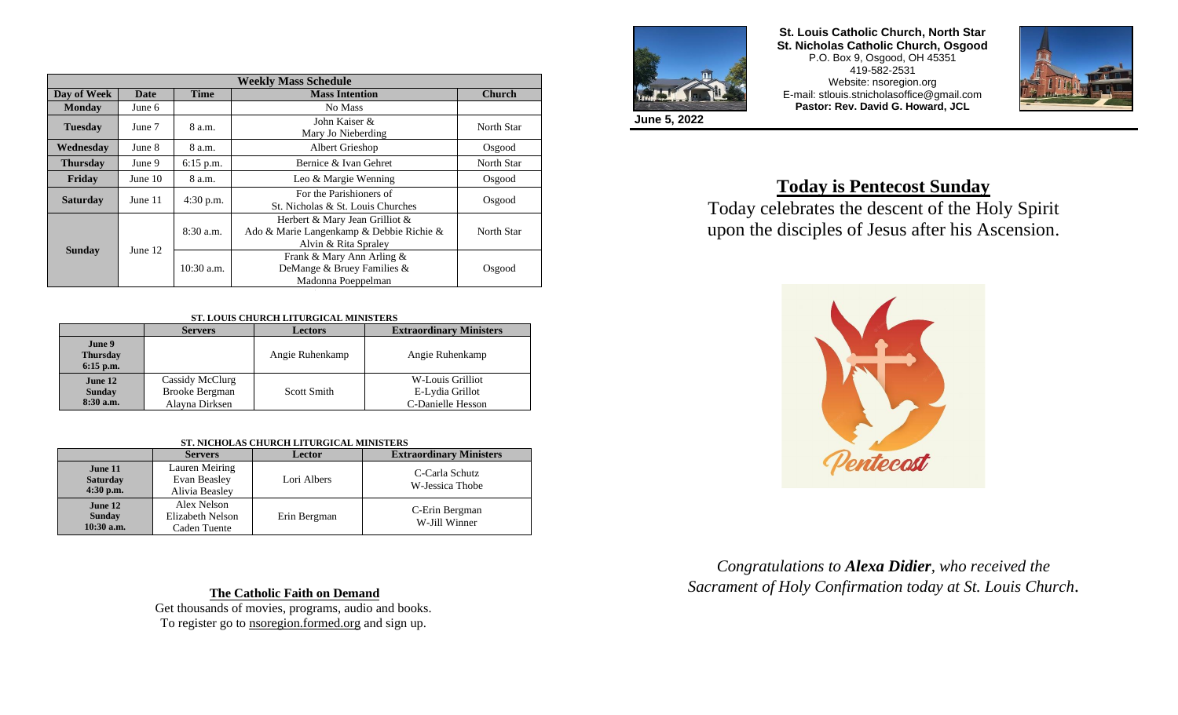**St. Louis Catholic Church, North Star**
**St. Nicholas Catholic Church, Osgood**
P.O. Box 9, Osgood, OH 45351
419-582-2531
Website: nsoregion.org
E-mail: stlouis.stnicholasoffice@gmail.com
**Pastor: Rev. David G. Howard, JCL**

**June 5, 2022**

| Weekly Mass Schedule | | | | |
|---|---|---|---|---|
| **Day of Week** | **Date** | **Time** | **Mass Intention** | **Church** |
| **Monday** | June 6 | | No Mass | |
| **Tuesday** | June 7 | 8 a.m. | John Kaiser & Mary Jo Nieberding | North Star |
| **Wednesday** | June 8 | 8 a.m. | Albert Grieshop | Osgood |
| **Thursday** | June 9 | 6:15 p.m. | Bernice & Ivan Gehret | North Star |
| **Friday** | June 10 | 8 a.m. | Leo & Margie Wenning | Osgood |
| **Saturday** | June 11 | 4:30 p.m. | For the Parishioners of St. Nicholas & St. Louis Churches | Osgood |
| **Sunday** | June 12 | 8:30 a.m. | Herbert & Mary Jean Grilliot & Ado & Marie Langenkamp & Debbie Richie & Alvin & Rita Spraley | North Star |
| | | 10:30 a.m. | Frank & Mary Ann Arling & DeMange & Bruey Families & Madonna Poeppelman | Osgood |

**ST. LOUIS CHURCH LITURGICAL MINISTERS**

| | Servers | Lectors | Extraordinary Ministers |
|---|---|---|---|
| **June 9 Thursday 6:15 p.m.** | | Angie Ruhenkamp | Angie Ruhenkamp |
| **June 12 Sunday 8:30 a.m.** | Cassidy McClurg<br>Brooke Bergman<br>Alayna Dirksen | Scott Smith | W-Louis Grilliot<br>E-Lydia Grillot<br>C-Danielle Hesson |

**ST. NICHOLAS CHURCH LITURGICAL MINISTERS**

| | Servers | Lector | Extraordinary Ministers |
|---|---|---|---|
| **June 11 Saturday 4:30 p.m.** | Lauren Meiring<br>Evan Beasley<br>Alivia Beasley | Lori Albers | C-Carla Schutz<br>W-Jessica Thobe |
| **June 12 Sunday 10:30 a.m.** | Alex Nelson<br>Elizabeth Nelson<br>Caden Tuente | Erin Bergman | C-Erin Bergman<br>W-Jill Winner |

## The Catholic Faith on Demand

Get thousands of movies, programs, audio and books.
To register go to nsoregion.formed.org and sign up.

# Today is Pentecost Sunday

Today celebrates the descent of the Holy Spirit upon the disciples of Jesus after his Ascension.

*Congratulations to **Alexa Didier**, who received the Sacrament of Holy Confirmation today at St. Louis Church.*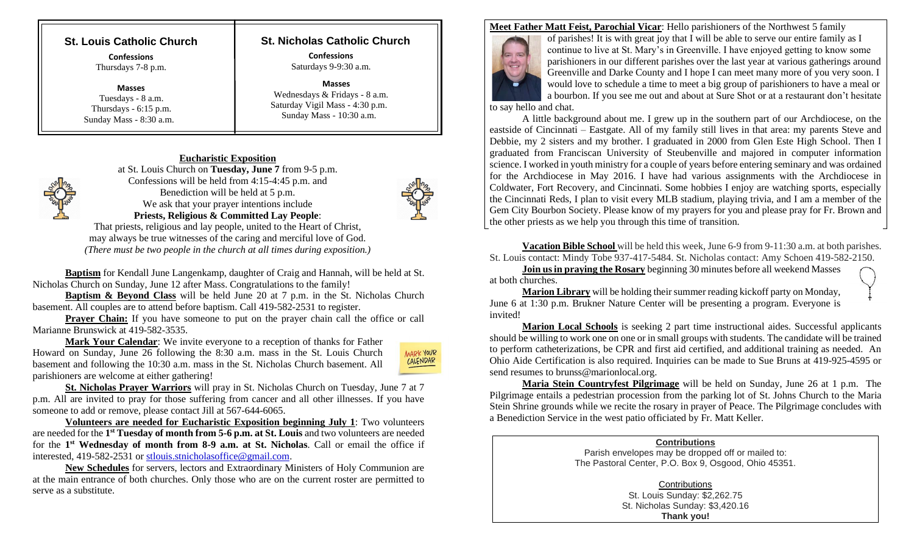| St. Louis Catholic Church | St. Nicholas Catholic Church |
|---|---|
| **Confessions** | **Confessions** |
| Thursdays 7-8 p.m. | Saturdays 9-9:30 a.m. |
| **Masses** | **Masses** |
| Tuesdays - 8 a.m. | Wednesdays & Fridays - 8 a.m. |
| Thursdays - 6:15 p.m. | Saturday Vigil Mass - 4:30 p.m. |
| Sunday Mass - 8:30 a.m. | Sunday Mass - 10:30 a.m. |

**Eucharistic Exposition**

at St. Louis Church on **Tuesday, June 7** from 9-5 p.m.
Confessions will be held from 4:15-4:45 p.m. and
Benediction will be held at 5 p.m.
We ask that your prayer intentions include
**Priests, Religious & Committed Lay People**:
That priests, religious and lay people, united to the Heart of Christ,
may always be true witnesses of the caring and merciful love of God.
*(There must be two people in the church at all times during exposition.)*

**Baptism** for Kendall June Langenkamp, daughter of Craig and Hannah, will be held at St. Nicholas Church on Sunday, June 12 after Mass. Congratulations to the family!

**Baptism & Beyond Class** will be held June 20 at 7 p.m. in the St. Nicholas Church basement. All couples are to attend before baptism. Call 419-582-2531 to register.

**Prayer Chain:** If you have someone to put on the prayer chain call the office or call Marianne Brunswick at 419-582-3535.

**Mark Your Calendar**: We invite everyone to a reception of thanks for Father Howard on Sunday, June 26 following the 8:30 a.m. mass in the St. Louis Church basement and following the 10:30 a.m. mass in the St. Nicholas Church basement. All parishioners are welcome at either gathering!

**St. Nicholas Prayer Warriors** will pray in St. Nicholas Church on Tuesday, June 7 at 7 p.m. All are invited to pray for those suffering from cancer and all other illnesses. If you have someone to add or remove, please contact Jill at 567-644-6065.

**Volunteers are needed for Eucharistic Exposition beginning July 1**: Two volunteers are needed for the **1st Tuesday of month from 5-6 p.m. at St. Louis** and two volunteers are needed for the **1st Wednesday of month from 8-9 a.m. at St. Nicholas**. Call or email the office if interested, 419-582-2531 or stlouis.stnicholasoffice@gmail.com.

**New Schedules** for servers, lectors and Extraordinary Ministers of Holy Communion are at the main entrance of both churches. Only those who are on the current roster are permitted to serve as a substitute.

**Meet Father Matt Feist, Parochial Vicar**: Hello parishioners of the Northwest 5 family of parishes! It is with great joy that I will be able to serve our entire family as I continue to live at St. Mary's in Greenville. I have enjoyed getting to know some parishioners in our different parishes over the last year at various gatherings around Greenville and Darke County and I hope I can meet many more of you very soon. I would love to schedule a time to meet a big group of parishioners to have a meal or a bourbon. If you see me out and about at Sure Shot or at a restaurant don't hesitate to say hello and chat.

A little background about me. I grew up in the southern part of our Archdiocese, on the eastside of Cincinnati – Eastgate. All of my family still lives in that area: my parents Steve and Debbie, my 2 sisters and my brother. I graduated in 2000 from Glen Este High School. Then I graduated from Franciscan University of Steubenville and majored in computer information science. I worked in youth ministry for a couple of years before entering seminary and was ordained for the Archdiocese in May 2016. I have had various assignments with the Archdiocese in Coldwater, Fort Recovery, and Cincinnati. Some hobbies I enjoy are watching sports, especially the Cincinnati Reds, I plan to visit every MLB stadium, playing trivia, and I am a member of the Gem City Bourbon Society. Please know of my prayers for you and please pray for Fr. Brown and the other priests as we help you through this time of transition.

**Vacation Bible School** will be held this week, June 6-9 from 9-11:30 a.m. at both parishes. St. Louis contact: Mindy Tobe 937-417-5484. St. Nicholas contact: Amy Schoen 419-582-2150.

**Join us in praying the Rosary** beginning 30 minutes before all weekend Masses at both churches.

**Marion Library** will be holding their summer reading kickoff party on Monday, June 6 at 1:30 p.m. Brukner Nature Center will be presenting a program. Everyone is invited!

**Marion Local Schools** is seeking 2 part time instructional aides. Successful applicants should be willing to work one on one or in small groups with students. The candidate will be trained to perform catheterizations, be CPR and first aid certified, and additional training as needed. An Ohio Aide Certification is also required. Inquiries can be made to Sue Bruns at 419-925-4595 or send resumes to brunss@marionlocal.org.

**Maria Stein Countryfest Pilgrimage** will be held on Sunday, June 26 at 1 p.m. The Pilgrimage entails a pedestrian procession from the parking lot of St. Johns Church to the Maria Stein Shrine grounds while we recite the rosary in prayer of Peace. The Pilgrimage concludes with a Benediction Service in the west patio officiated by Fr. Matt Keller.

**Contributions**

Parish envelopes may be dropped off or mailed to:
The Pastoral Center, P.O. Box 9, Osgood, Ohio 45351.

Contributions
St. Louis Sunday: $2,262.75
St. Nicholas Sunday: $3,420.16
**Thank you!**